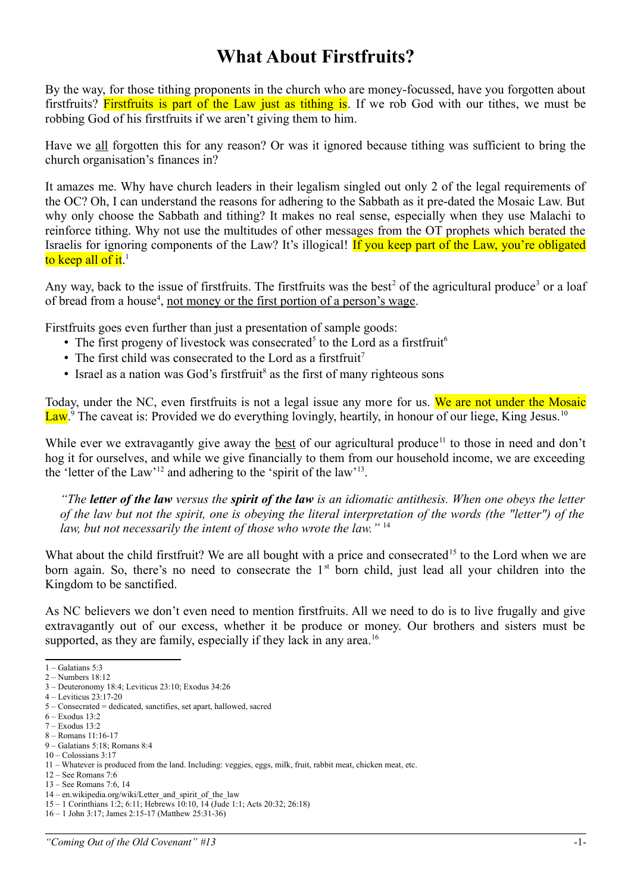# What About Firstfruits?

By the way, for those tithing proponents in the church who are money-focussed, have you forgotten about firstfruits? Firstfruits is part of the Law just as tithing is. If we rob God with our tithes, we must be robbing God of his firstfruits if we aren't giving them to him.

Have we <u>all</u> forgotten this for any reason? Or was it ignored because tithing was sufficient to bring the church organisation's finances in?

It amazes me. Why have church leaders in their legalism singled out only 2 of the legal requirements of the OC? Oh, I can understand the reasons for adhering to the Sabbath as it pre-dated the Mosaic Law. But why only choose the Sabbath and tithing? It makes no real sense, especially when they use Malachi to reinforce tithing. Why not use the multitudes of other messages from the OT prophets which berated the Israelis for ignoring components of the Law? It's illogical! If you keep part of the Law, you're obligated to keep all of it.[1]

Any way, back to the issue of firstfruits. The firstfruits was the best[2] of the agricultural produce[3] or a loaf of bread from a house[4], <u>not money or the first portion of a person's wage</u>.

Firstfruits goes even further than just a presentation of sample goods:

- The first progeny of livestock was consecrated[5] to the Lord as a firstfruit[6]
- The first child was consecrated to the Lord as a firstfruit[7]
- Israel as a nation was God's firstfruit[8] as the first of many righteous sons

Today, under the NC, even firstfruits is not a legal issue any more for us. We are not under the Mosaic Law.[9] The caveat is: Provided we do everything lovingly, heartily, in honour of our liege, King Jesus.[10]

While ever we extravagantly give away the <u>best</u> of our agricultural produce[11] to those in need and don't hog it for ourselves, and while we give financially to them from our household income, we are exceeding the 'letter of the Law'[12] and adhering to the 'spirit of the law'[13].

> *"The **letter of the law** versus the **spirit of the law** is an idiomatic antithesis. When one obeys the letter of the law but not the spirit, one is obeying the literal interpretation of the words (the "letter") of the law, but not necessarily the intent of those who wrote the law."* [14]

What about the child firstfruit? We are all bought with a price and consecrated[15] to the Lord when we are born again. So, there's no need to consecrate the 1st born child, just lead all your children into the Kingdom to be sanctified.

As NC believers we don't even need to mention firstfruits. All we need to do is to live frugally and give extravagantly out of our excess, whether it be produce or money. Our brothers and sisters must be supported, as they are family, especially if they lack in any area.[16]

---

1 – Galatians 5:3
2 – Numbers 18:12
3 – Deuteronomy 18:4; Leviticus 23:10; Exodus 34:26
4 – Leviticus 23:17-20
5 – Consecrated = dedicated, sanctifies, set apart, hallowed, sacred
6 – Exodus 13:2
7 – Exodus 13:2
8 – Romans 11:16-17
9 – Galatians 5:18; Romans 8:4
10 – Colossians 3:17
11 – Whatever is produced from the land. Including: veggies, eggs, milk, fruit, rabbit meat, chicken meat, etc.
12 – See Romans 7:6
13 – See Romans 7:6, 14
14 – en.wikipedia.org/wiki/Letter_and_spirit_of_the_law
15 – 1 Corinthians 1:2; 6:11; Hebrews 10:10, 14 (Jude 1:1; Acts 20:32; 26:18)
16 – 1 John 3:17; James 2:15-17 (Matthew 25:31-36)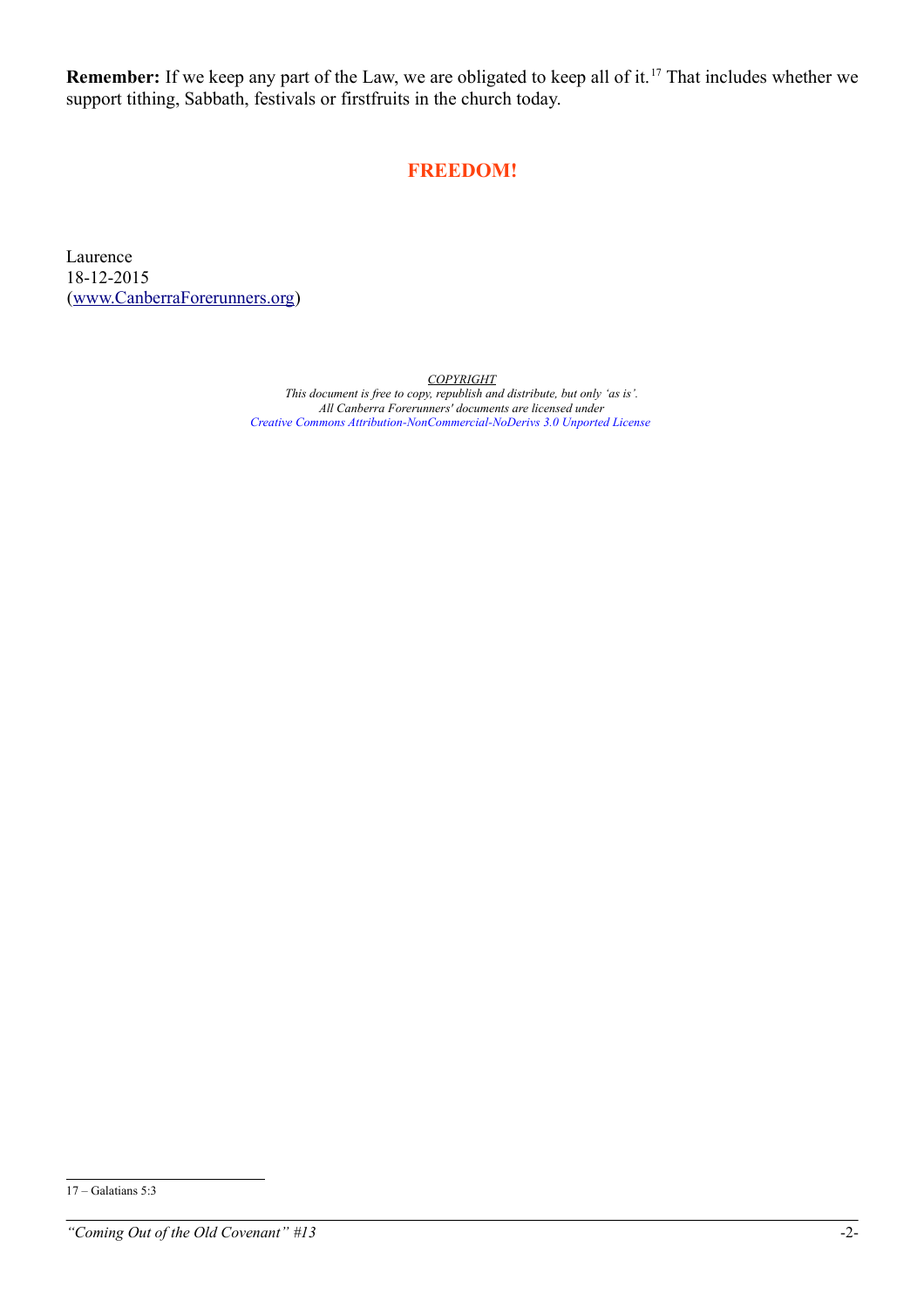**Remember:** If we keep any part of the Law, we are obligated to keep all of it.[17] That includes whether we support tithing, Sabbath, festivals or firstfruits in the church today.

**FREEDOM!**

Laurence
18-12-2015
(www.CanberraForerunners.org)

*COPYRIGHT*
*This document is free to copy, republish and distribute, but only 'as is'.*
*All Canberra Forerunners' documents are licensed under*
*Creative Commons Attribution-NonCommercial-NoDerivs 3.0 Unported License*

---

17 – Galatians 5:3